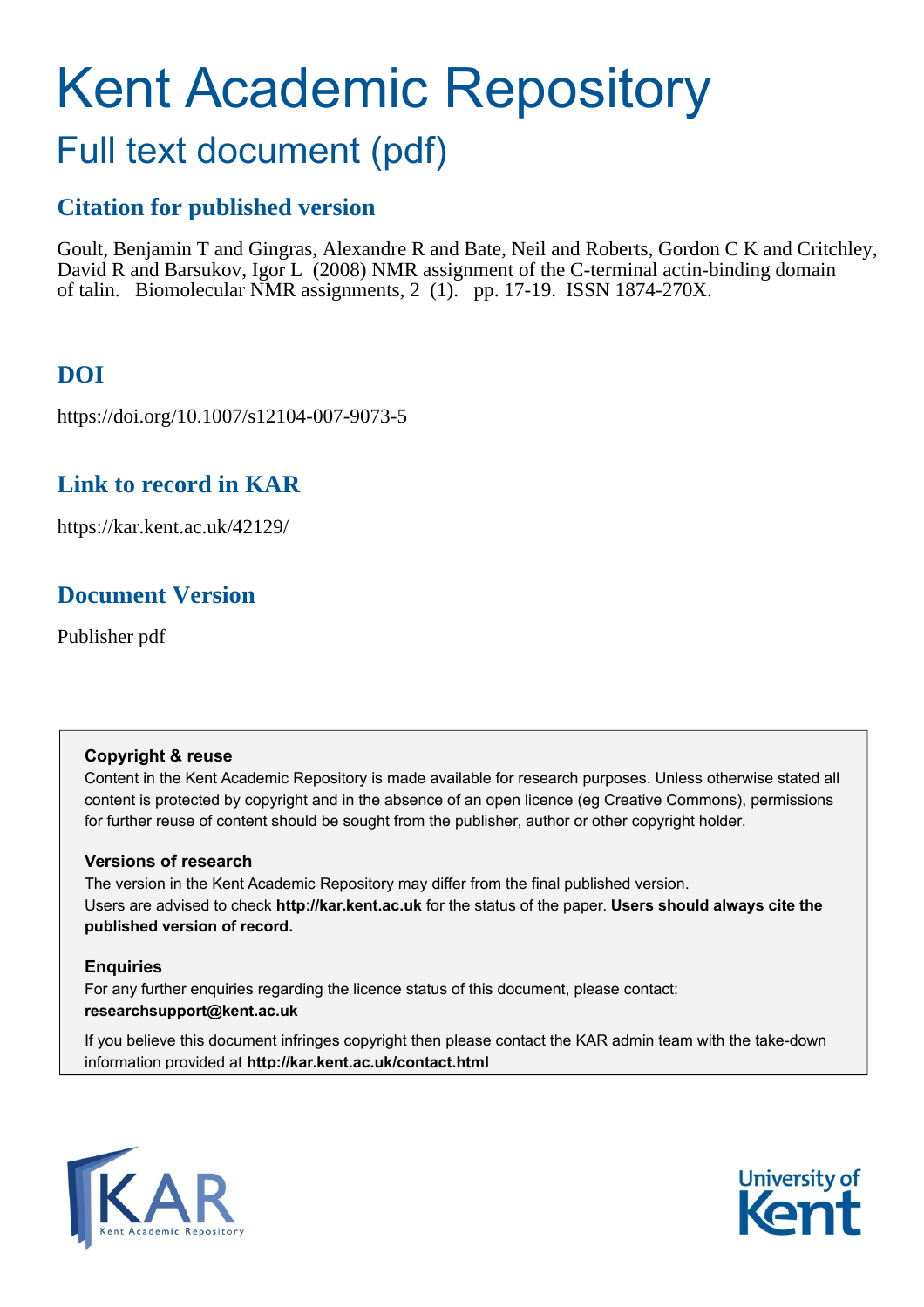# Kent Academic Repository

## Full text document (pdf)

### Citation for published version

Goult, Benjamin T and Gingras, Alexandre R and Bate, Neil and Roberts, Gordon C K and Critchley, David R and Barsukov, Igor L (2008) NMR assignment of the C-terminal actin-binding domain of talin. Biomolecular NMR assignments, 2 (1). pp. 17-19. ISSN 1874-270X.

### DOI

https://doi.org/10.1007/s12104-007-9073-5

### Link to record in KAR

https://kar.kent.ac.uk/42129/

### Document Version

Publisher pdf

**Copyright & reuse**

Content in the Kent Academic Repository is made available for research purposes. Unless otherwise stated all content is protected by copyright and in the absence of an open licence (eg Creative Commons), permissions for further reuse of content should be sought from the publisher, author or other copyright holder.

**Versions of research**

The version in the Kent Academic Repository may differ from the final published version. Users are advised to check **http://kar.kent.ac.uk** for the status of the paper. **Users should always cite the published version of record.**

**Enquiries**

For any further enquiries regarding the licence status of this document, please contact: **researchsupport@kent.ac.uk**

If you believe this document infringes copyright then please contact the KAR admin team with the take-down information provided at **http://kar.kent.ac.uk/contact.html**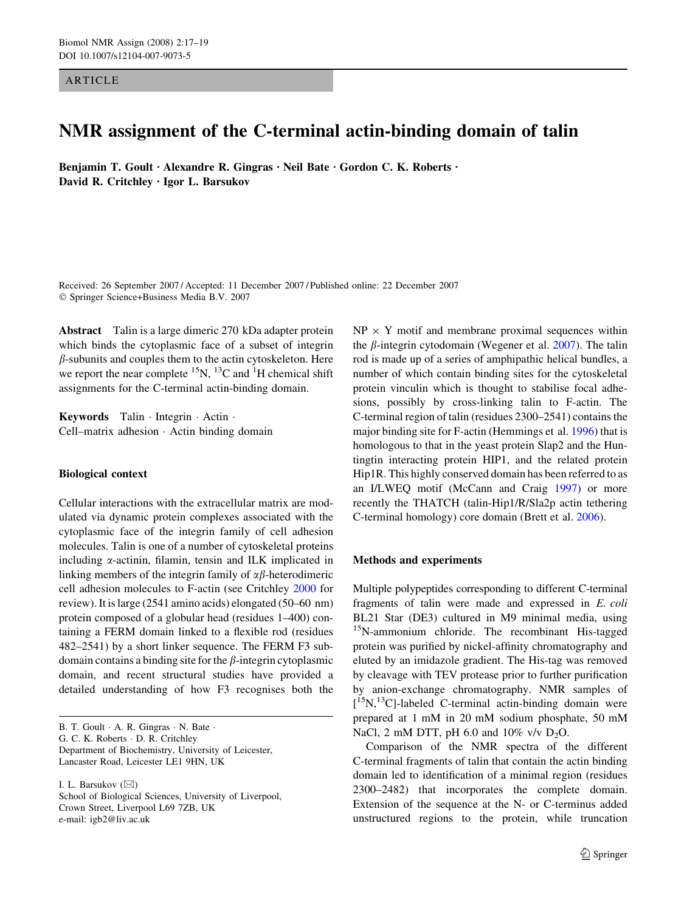ARTICLE

# NMR assignment of the C-terminal actin-binding domain of talin

**Benjamin T. Goult · Alexandre R. Gingras · Neil Bate · Gordon C. K. Roberts · David R. Critchley · Igor L. Barsukov**

Received: 26 September 2007 / Accepted: 11 December 2007 / Published online: 22 December 2007
© Springer Science+Business Media B.V. 2007

**Abstract** Talin is a large dimeric 270 kDa adapter protein which binds the cytoplasmic face of a subset of integrin $\beta$-subunits and couples them to the actin cytoskeleton. Here we report the near complete $^{15}N$, $^{13}C$ and $^{1}H$ chemical shift assignments for the C-terminal actin-binding domain.

**Keywords** Talin · Integrin · Actin · Cell–matrix adhesion · Actin binding domain

## Biological context

Cellular interactions with the extracellular matrix are modulated via dynamic protein complexes associated with the cytoplasmic face of the integrin family of cell adhesion molecules. Talin is one of a number of cytoskeletal proteins including $\alpha$-actinin, filamin, tensin and ILK implicated in linking members of the integrin family of $\alpha\beta$-heterodimeric cell adhesion molecules to F-actin (see Critchley 2000 for review). It is large (2541 amino acids) elongated (50–60 nm) protein composed of a globular head (residues 1–400) containing a FERM domain linked to a flexible rod (residues 482–2541) by a short linker sequence. The FERM F3 subdomain contains a binding site for the $\beta$-integrin cytoplasmic domain, and recent structural studies have provided a detailed understanding of how F3 recognises both the NP $\times$ Y motif and membrane proximal sequences within the $\beta$-integrin cytodomain (Wegener et al. 2007). The talin rod is made up of a series of amphipathic helical bundles, a number of which contain binding sites for the cytoskeletal protein vinculin which is thought to stabilise focal adhesions, possibly by cross-linking talin to F-actin. The C-terminal region of talin (residues 2300–2541) contains the major binding site for F-actin (Hemmings et al. 1996) that is homologous to that in the yeast protein Slap2 and the Huntingtin interacting protein HIP1, and the related protein Hip1R. This highly conserved domain has been referred to as an I/LWEQ motif (McCann and Craig 1997) or more recently the THATCH (talin-Hip1/R/Sla2p actin tethering C-terminal homology) core domain (Brett et al. 2006).

B. T. Goult · A. R. Gingras · N. Bate · G. C. K. Roberts · D. R. Critchley
Department of Biochemistry, University of Leicester, Lancaster Road, Leicester LE1 9HN, UK

I. L. Barsukov (✉)
School of Biological Sciences, University of Liverpool, Crown Street, Liverpool L69 7ZB, UK
e-mail: igb2@liv.ac.uk

## Methods and experiments

Multiple polypeptides corresponding to different C-terminal fragments of talin were made and expressed in *E. coli* BL21 Star (DE3) cultured in M9 minimal media, using $^{15}N$-ammonium chloride. The recombinant His-tagged protein was purified by nickel-affinity chromatography and eluted by an imidazole gradient. The His-tag was removed by cleavage with TEV protease prior to further purification by anion-exchange chromatography. NMR samples of [$^{15}N$,$^{13}C$]-labeled C-terminal actin-binding domain were prepared at 1 mM in 20 mM sodium phosphate, 50 mM NaCl, 2 mM DTT, pH 6.0 and 10% v/v $D_2O$.

Comparison of the NMR spectra of the different C-terminal fragments of talin that contain the actin binding domain led to identification of a minimal region (residues 2300–2482) that incorporates the complete domain. Extension of the sequence at the N- or C-terminus added unstructured regions to the protein, while truncation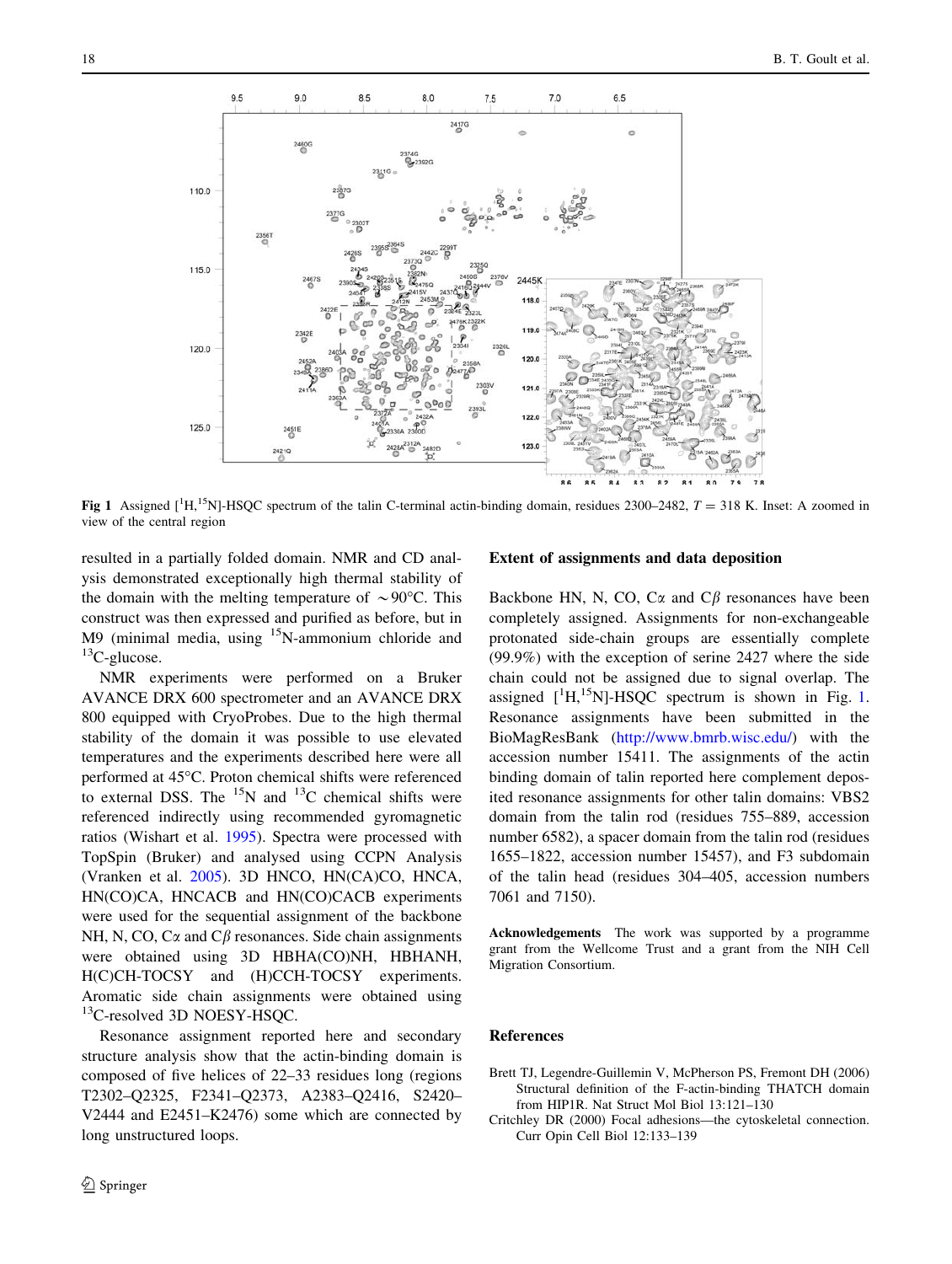**Fig 1** Assigned [$^{1}$H,$^{15}$N]-HSQC spectrum of the talin C-terminal actin-binding domain, residues 2300–2482, $T = 318$ K. Inset: A zoomed in view of the central region

resulted in a partially folded domain. NMR and CD analysis demonstrated exceptionally high thermal stability of the domain with the melting temperature of ~90°C. This construct was then expressed and purified as before, but in M9 (minimal media, using $^{15}$N-ammonium chloride and $^{13}$C-glucose.

NMR experiments were performed on a Bruker AVANCE DRX 600 spectrometer and an AVANCE DRX 800 equipped with CryoProbes. Due to the high thermal stability of the domain it was possible to use elevated temperatures and the experiments described here were all performed at 45°C. Proton chemical shifts were referenced to external DSS. The $^{15}$N and $^{13}$C chemical shifts were referenced indirectly using recommended gyromagnetic ratios (Wishart et al. 1995). Spectra were processed with TopSpin (Bruker) and analysed using CCPN Analysis (Vranken et al. 2005). 3D HNCO, HN(CA)CO, HNCA, HN(CO)CA, HNCACB and HN(CO)CACB experiments were used for the sequential assignment of the backbone NH, N, CO, Cα and Cβ resonances. Side chain assignments were obtained using 3D HBHA(CO)NH, HBHANH, H(C)CH-TOCSY and (H)CCH-TOCSY experiments. Aromatic side chain assignments were obtained using $^{13}$C-resolved 3D NOESY-HSQC.

Resonance assignment reported here and secondary structure analysis show that the actin-binding domain is composed of five helices of 22–33 residues long (regions T2302–Q2325, F2341–Q2373, A2383–Q2416, S2420–V2444 and E2451–K2476) some which are connected by long unstructured loops.

## Extent of assignments and data deposition

Backbone HN, N, CO, Cα and Cβ resonances have been completely assigned. Assignments for non-exchangeable protonated side-chain groups are essentially complete (99.9%) with the exception of serine 2427 where the side chain could not be assigned due to signal overlap. The assigned [$^{1}$H,$^{15}$N]-HSQC spectrum is shown in Fig. 1. Resonance assignments have been submitted in the BioMagResBank (http://www.bmrb.wisc.edu/) with the accession number 15411. The assignments of the actin binding domain of talin reported here complement deposited resonance assignments for other talin domains: VBS2 domain from the talin rod (residues 755–889, accession number 6582), a spacer domain from the talin rod (residues 1655–1822, accession number 15457), and F3 subdomain of the talin head (residues 304–405, accession numbers 7061 and 7150).

**Acknowledgements** The work was supported by a programme grant from the Wellcome Trust and a grant from the NIH Cell Migration Consortium.

## References

Brett TJ, Legendre-Guillemin V, McPherson PS, Fremont DH (2006) Structural definition of the F-actin-binding THATCH domain from HIP1R. Nat Struct Mol Biol 13:121–130

Critchley DR (2000) Focal adhesions—the cytoskeletal connection. Curr Opin Cell Biol 12:133–139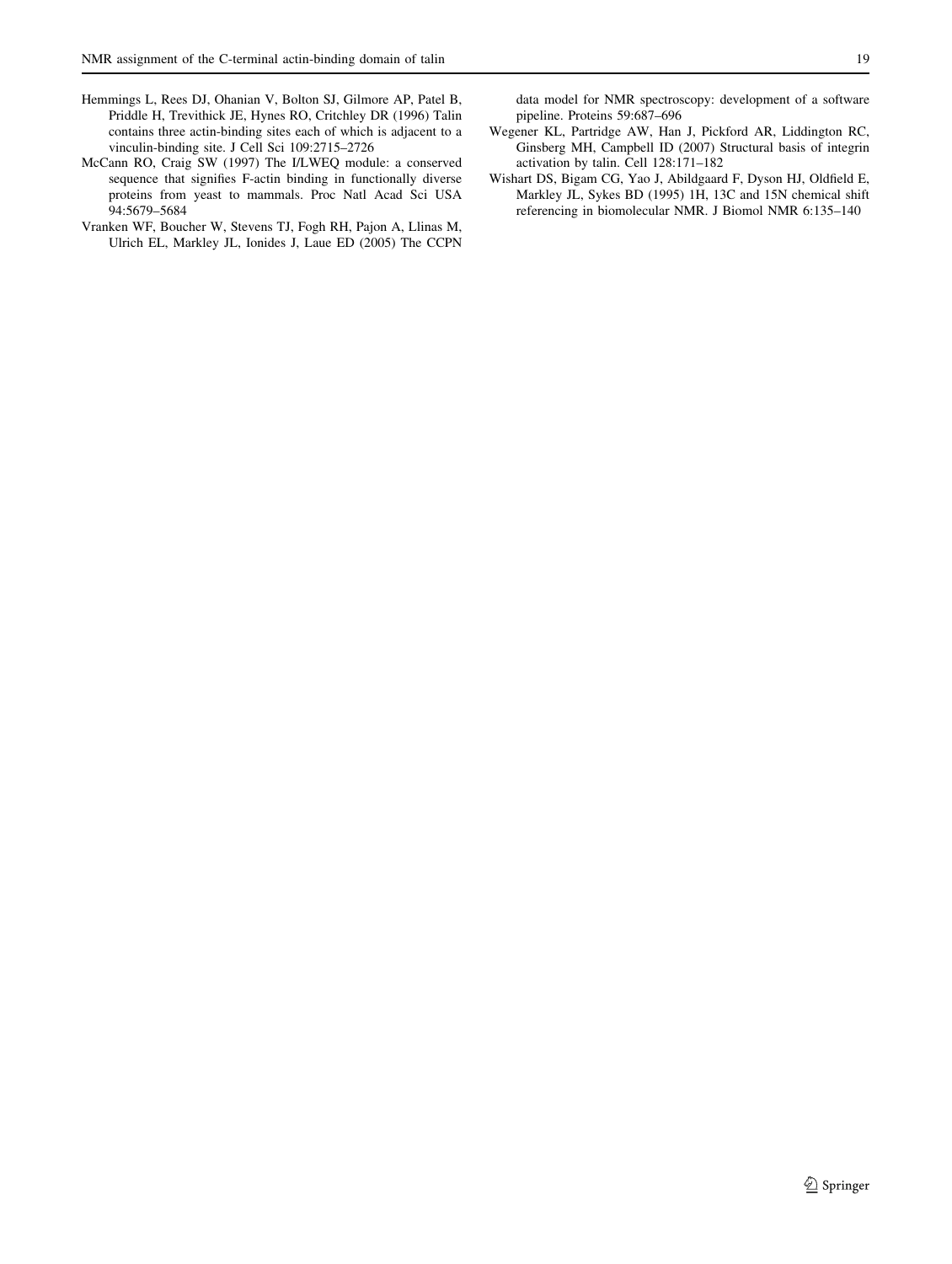Hemmings L, Rees DJ, Ohanian V, Bolton SJ, Gilmore AP, Patel B, Priddle H, Trevithick JE, Hynes RO, Critchley DR (1996) Talin contains three actin-binding sites each of which is adjacent to a vinculin-binding site. J Cell Sci 109:2715–2726

McCann RO, Craig SW (1997) The I/LWEQ module: a conserved sequence that signifies F-actin binding in functionally diverse proteins from yeast to mammals. Proc Natl Acad Sci USA 94:5679–5684

Vranken WF, Boucher W, Stevens TJ, Fogh RH, Pajon A, Llinas M, Ulrich EL, Markley JL, Ionides J, Laue ED (2005) The CCPN data model for NMR spectroscopy: development of a software pipeline. Proteins 59:687–696

Wegener KL, Partridge AW, Han J, Pickford AR, Liddington RC, Ginsberg MH, Campbell ID (2007) Structural basis of integrin activation by talin. Cell 128:171–182

Wishart DS, Bigam CG, Yao J, Abildgaard F, Dyson HJ, Oldfield E, Markley JL, Sykes BD (1995) 1H, 13C and 15N chemical shift referencing in biomolecular NMR. J Biomol NMR 6:135–140